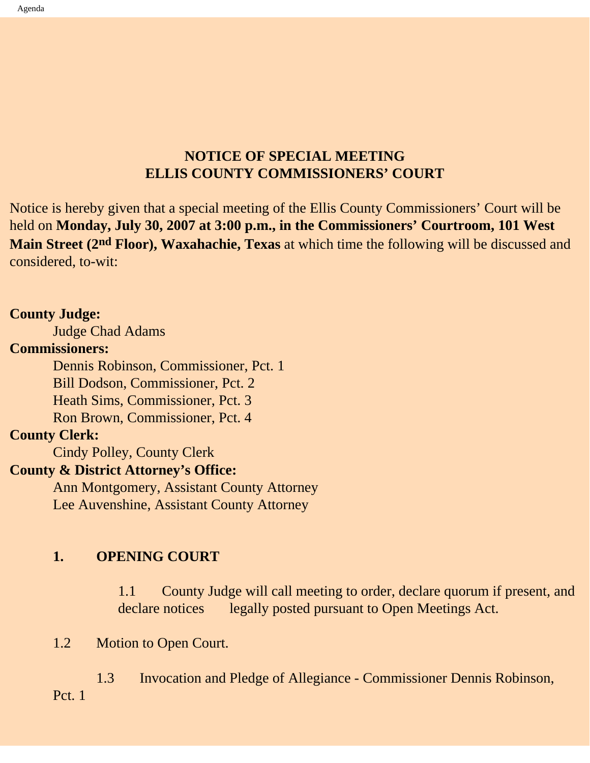# NOTICE OF SPECIAL MEETING
# ELLIS COUNTY COMMISSIONERS' COURT

Notice is hereby given that a special meeting of the Ellis County Commissioners' Court will be held on **Monday, July 30, 2007 at 3:00 p.m., in the Commissioners' Courtroom, 101 West Main Street (2nd Floor), Waxahachie, Texas** at which time the following will be discussed and considered, to-wit:

**County Judge:**
Judge Chad Adams

**Commissioners:**
Dennis Robinson, Commissioner, Pct. 1
Bill Dodson, Commissioner, Pct. 2
Heath Sims, Commissioner, Pct. 3
Ron Brown, Commissioner, Pct. 4

**County Clerk:**
Cindy Polley, County Clerk

**County & District Attorney's Office:**
Ann Montgomery, Assistant County Attorney
Lee Auvenshine, Assistant County Attorney

## 1. OPENING COURT

1.1 County Judge will call meeting to order, declare quorum if present, and declare notices legally posted pursuant to Open Meetings Act.

1.2 Motion to Open Court.

1.3 Invocation and Pledge of Allegiance - Commissioner Dennis Robinson, Pct. 1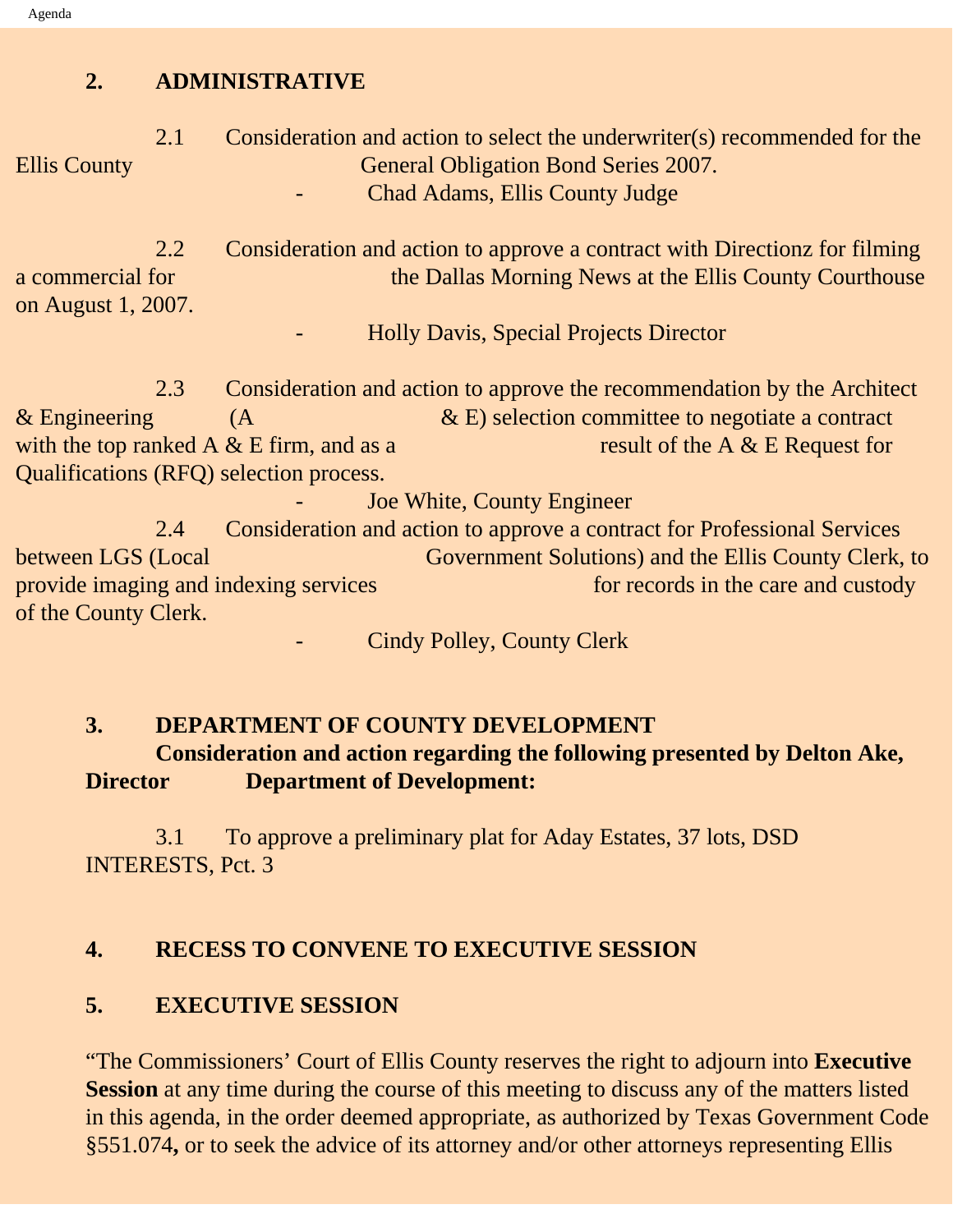## 2. ADMINISTRATIVE

2.1 Consideration and action to select the underwriter(s) recommended for the Ellis County General Obligation Bond Series 2007.

- Chad Adams, Ellis County Judge

2.2 Consideration and action to approve a contract with Directionz for filming a commercial for the Dallas Morning News at the Ellis County Courthouse on August 1, 2007.

- Holly Davis, Special Projects Director

2.3 Consideration and action to approve the recommendation by the Architect & Engineering (A & E) selection committee to negotiate a contract with the top ranked A & E firm, and as a result of the A & E Request for Qualifications (RFQ) selection process.

- Joe White, County Engineer

2.4 Consideration and action to approve a contract for Professional Services between LGS (Local Government Solutions) and the Ellis County Clerk, to provide imaging and indexing services for records in the care and custody of the County Clerk.

- Cindy Polley, County Clerk

## 3. DEPARTMENT OF COUNTY DEVELOPMENT

**Consideration and action regarding the following presented by Delton Ake, Director Department of Development:**

3.1 To approve a preliminary plat for Aday Estates, 37 lots, DSD INTERESTS, Pct. 3

## 4. RECESS TO CONVENE TO EXECUTIVE SESSION

## 5. EXECUTIVE SESSION

"The Commissioners' Court of Ellis County reserves the right to adjourn into **Executive Session** at any time during the course of this meeting to discuss any of the matters listed in this agenda, in the order deemed appropriate, as authorized by Texas Government Code §551.074**,** or to seek the advice of its attorney and/or other attorneys representing Ellis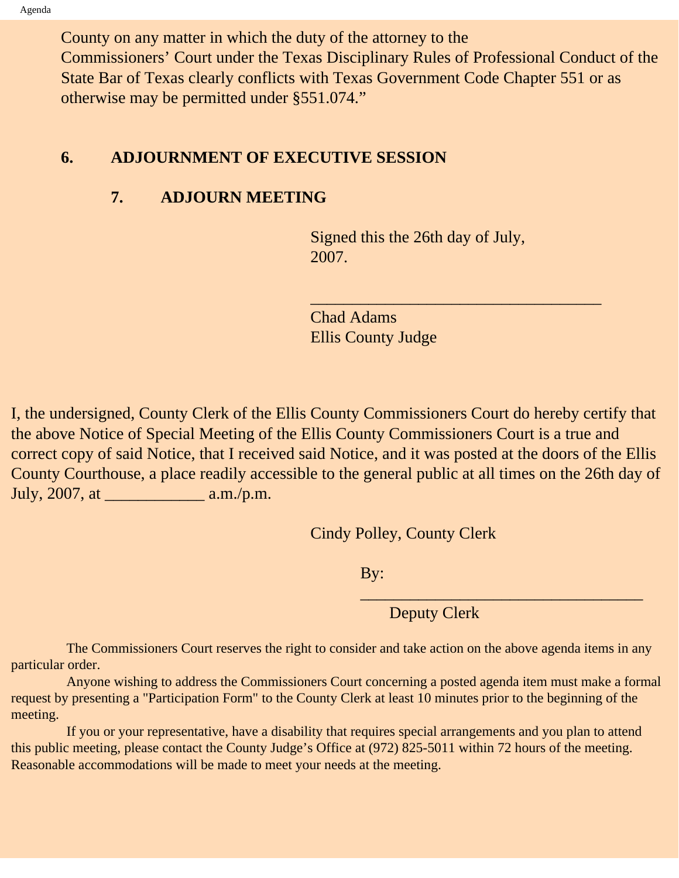County on any matter in which the duty of the attorney to the Commissioners' Court under the Texas Disciplinary Rules of Professional Conduct of the State Bar of Texas clearly conflicts with Texas Government Code Chapter 551 or as otherwise may be permitted under §551.074."

**6. ADJOURNMENT OF EXECUTIVE SESSION**

**7. ADJOURN MEETING**

Signed this the 26th day of July, 2007.

___________________________________

Chad Adams
Ellis County Judge

I, the undersigned, County Clerk of the Ellis County Commissioners Court do hereby certify that the above Notice of Special Meeting of the Ellis County Commissioners Court is a true and correct copy of said Notice, that I received said Notice, and it was posted at the doors of the Ellis County Courthouse, a place readily accessible to the general public at all times on the 26th day of July, 2007, at ____________ a.m./p.m.

Cindy Polley, County Clerk

By:

___________________________________

Deputy Clerk

The Commissioners Court reserves the right to consider and take action on the above agenda items in any particular order.

Anyone wishing to address the Commissioners Court concerning a posted agenda item must make a formal request by presenting a "Participation Form" to the County Clerk at least 10 minutes prior to the beginning of the meeting.

If you or your representative, have a disability that requires special arrangements and you plan to attend this public meeting, please contact the County Judge's Office at (972) 825-5011 within 72 hours of the meeting. Reasonable accommodations will be made to meet your needs at the meeting.